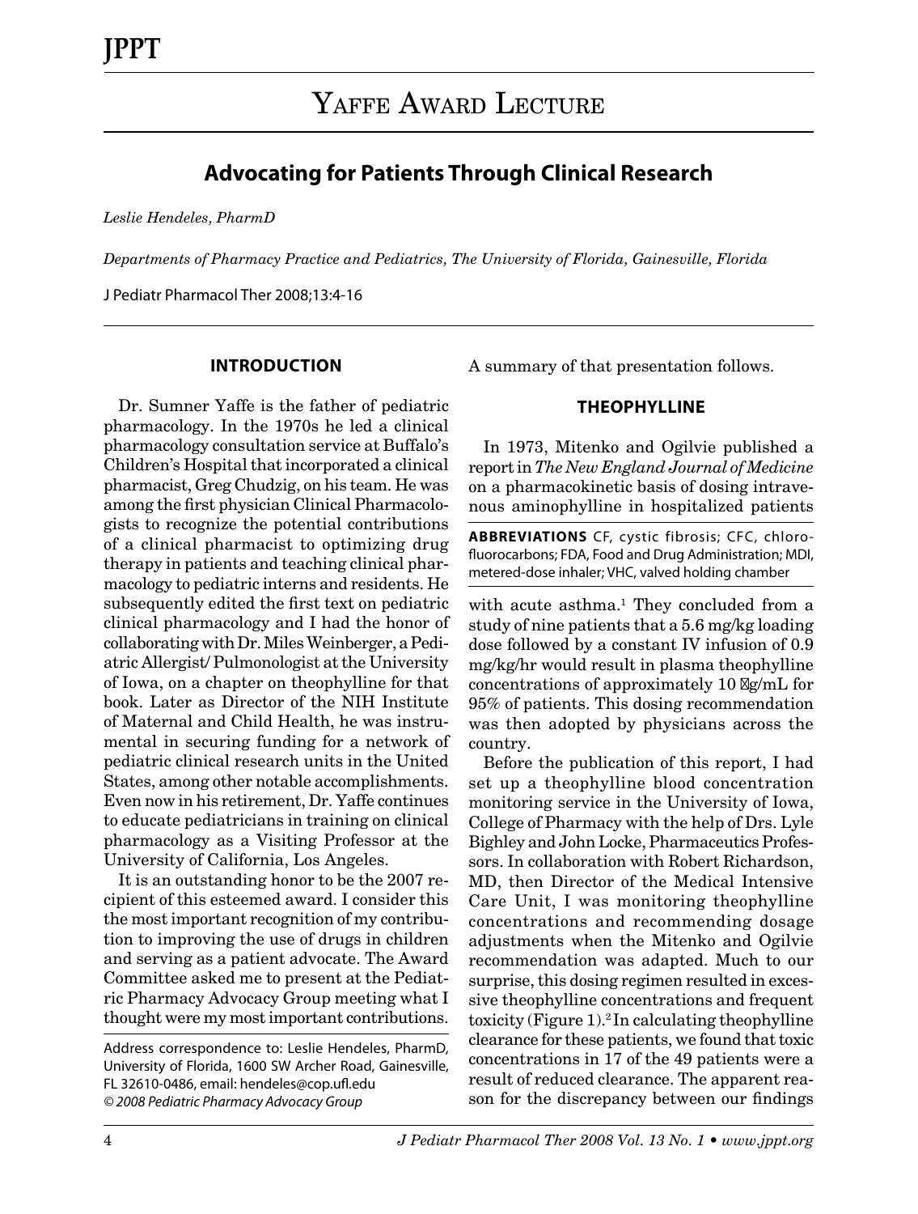# Yaffe Award Lecture

## Advocating for Patients Through Clinical Research

*Leslie Hendeles, PharmD*

*Departments of Pharmacy Practice and Pediatrics, The University of Florida, Gainesville, Florida*

J Pediatr Pharmacol Ther 2008;13:4-16

### INTRODUCTION

Dr. Sumner Yaffe is the father of pediatric pharmacology. In the 1970s he led a clinical pharmacology consultation service at Buffalo's Children's Hospital that incorporated a clinical pharmacist, Greg Chudzig, on his team. He was among the first physician Clinical Pharmacologists to recognize the potential contributions of a clinical pharmacist to optimizing drug therapy in patients and teaching clinical pharmacology to pediatric interns and residents. He subsequently edited the first text on pediatric clinical pharmacology and I had the honor of collaborating with Dr. Miles Weinberger, a Pediatric Allergist/ Pulmonologist at the University of Iowa, on a chapter on theophylline for that book. Later as Director of the NIH Institute of Maternal and Child Health, he was instrumental in securing funding for a network of pediatric clinical research units in the United States, among other notable accomplishments. Even now in his retirement, Dr. Yaffe continues to educate pediatricians in training on clinical pharmacology as a Visiting Professor at the University of California, Los Angeles.

It is an outstanding honor to be the 2007 recipient of this esteemed award. I consider this the most important recognition of my contribution to improving the use of drugs in children and serving as a patient advocate. The Award Committee asked me to present at the Pediatric Pharmacy Advocacy Group meeting what I thought were my most important contributions. A summary of that presentation follows.

Address correspondence to: Leslie Hendeles, PharmD, University of Florida, 1600 SW Archer Road, Gainesville, FL 32610-0486, email: hendeles@cop.ufl.edu
© 2008 Pediatric Pharmacy Advocacy Group

**ABBREVIATIONS** CF, cystic fibrosis; CFC, chlorofluorocarbons; FDA, Food and Drug Administration; MDI, metered-dose inhaler; VHC, valved holding chamber

### THEOPHYLLINE

In 1973, Mitenko and Ogilvie published a report in *The New England Journal of Medicine* on a pharmacokinetic basis of dosing intravenous aminophylline in hospitalized patients with acute asthma.[1] They concluded from a study of nine patients that a 5.6 mg/kg loading dose followed by a constant IV infusion of 0.9 mg/kg/hr would result in plasma theophylline concentrations of approximately 10 μg/mL for 95% of patients. This dosing recommendation was then adopted by physicians across the country.

Before the publication of this report, I had set up a theophylline blood concentration monitoring service in the University of Iowa, College of Pharmacy with the help of Drs. Lyle Bighley and John Locke, Pharmaceutics Professors. In collaboration with Robert Richardson, MD, then Director of the Medical Intensive Care Unit, I was monitoring theophylline concentrations and recommending dosage adjustments when the Mitenko and Ogilvie recommendation was adapted. Much to our surprise, this dosing regimen resulted in excessive theophylline concentrations and frequent toxicity (Figure 1).[2] In calculating theophylline clearance for these patients, we found that toxic concentrations in 17 of the 49 patients were a result of reduced clearance. The apparent reason for the discrepancy between our findings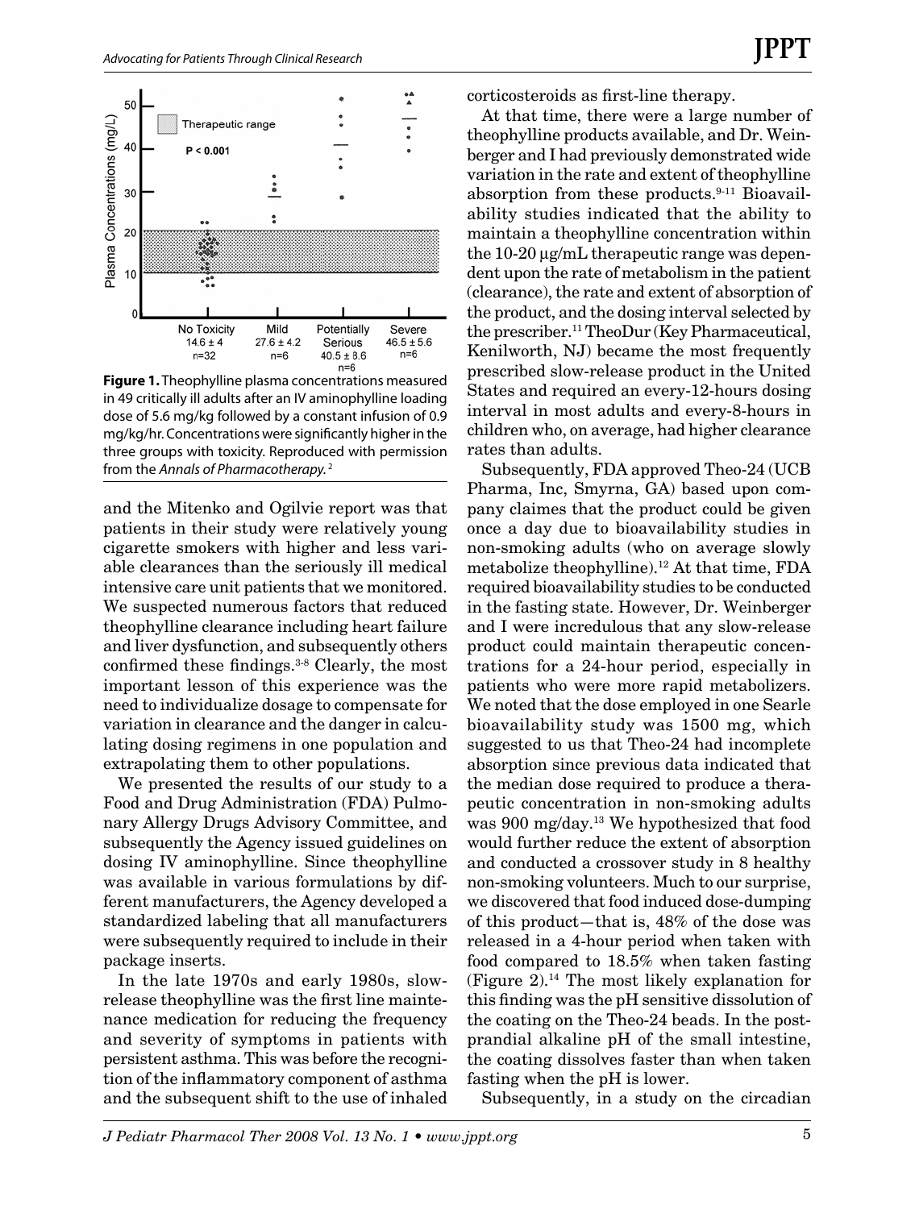**Figure 1.** Theophylline plasma concentrations measured in 49 critically ill adults after an IV aminophylline loading dose of 5.6 mg/kg followed by a constant infusion of 0.9 mg/kg/hr. Concentrations were significantly higher in the three groups with toxicity. Reproduced with permission from the *Annals of Pharmacotherapy.*[2]

and the Mitenko and Ogilvie report was that patients in their study were relatively young cigarette smokers with higher and less variable clearances than the seriously ill medical intensive care unit patients that we monitored. We suspected numerous factors that reduced theophylline clearance including heart failure and liver dysfunction, and subsequently others confirmed these findings.[3-8] Clearly, the most important lesson of this experience was the need to individualize dosage to compensate for variation in clearance and the danger in calculating dosing regimens in one population and extrapolating them to other populations.

We presented the results of our study to a Food and Drug Administration (FDA) Pulmonary Allergy Drugs Advisory Committee, and subsequently the Agency issued guidelines on dosing IV aminophylline. Since theophylline was available in various formulations by different manufacturers, the Agency developed a standardized labeling that all manufacturers were subsequently required to include in their package inserts.

In the late 1970s and early 1980s, slow-release theophylline was the first line maintenance medication for reducing the frequency and severity of symptoms in patients with persistent asthma. This was before the recognition of the inflammatory component of asthma and the subsequent shift to the use of inhaled corticosteroids as first-line therapy.

At that time, there were a large number of theophylline products available, and Dr. Weinberger and I had previously demonstrated wide variation in the rate and extent of theophylline absorption from these products.[9-11] Bioavailability studies indicated that the ability to maintain a theophylline concentration within the 10-20 μg/mL therapeutic range was dependent upon the rate of metabolism in the patient (clearance), the rate and extent of absorption of the product, and the dosing interval selected by the prescriber.[11] TheoDur (Key Pharmaceutical, Kenilworth, NJ) became the most frequently prescribed slow-release product in the United States and required an every-12-hours dosing interval in most adults and every-8-hours in children who, on average, had higher clearance rates than adults.

Subsequently, FDA approved Theo-24 (UCB Pharma, Inc, Smyrna, GA) based upon company claimes that the product could be given once a day due to bioavailability studies in non-smoking adults (who on average slowly metabolize theophylline).[12] At that time, FDA required bioavailability studies to be conducted in the fasting state. However, Dr. Weinberger and I were incredulous that any slow-release product could maintain therapeutic concentrations for a 24-hour period, especially in patients who were more rapid metabolizers. We noted that the dose employed in one Searle bioavailability study was 1500 mg, which suggested to us that Theo-24 had incomplete absorption since previous data indicated that the median dose required to produce a therapeutic concentration in non-smoking adults was 900 mg/day.[13] We hypothesized that food would further reduce the extent of absorption and conducted a crossover study in 8 healthy non-smoking volunteers. Much to our surprise, we discovered that food induced dose-dumping of this product—that is, 48% of the dose was released in a 4-hour period when taken with food compared to 18.5% when taken fasting (Figure 2).[14] The most likely explanation for this finding was the pH sensitive dissolution of the coating on the Theo-24 beads. In the postprandial alkaline pH of the small intestine, the coating dissolves faster than when taken fasting when the pH is lower.

Subsequently, in a study on the circadian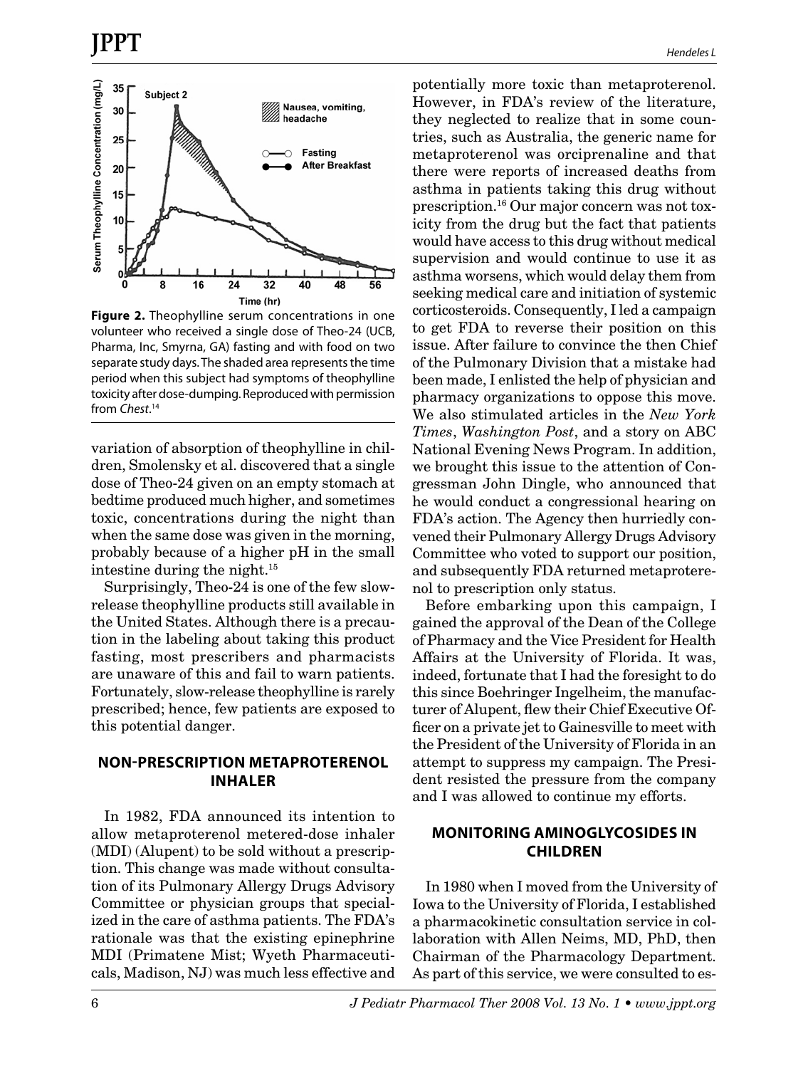**Figure 2.** Theophylline serum concentrations in one volunteer who received a single dose of Theo-24 (UCB, Pharma, Inc, Smyrna, GA) fasting and with food on two separate study days. The shaded area represents the time period when this subject had symptoms of theophylline toxicity after dose-dumping. Reproduced with permission from *Chest*.[14]

variation of absorption of theophylline in children, Smolensky et al. discovered that a single dose of Theo-24 given on an empty stomach at bedtime produced much higher, and sometimes toxic, concentrations during the night than when the same dose was given in the morning, probably because of a higher pH in the small intestine during the night.[15]

Surprisingly, Theo-24 is one of the few slow-release theophylline products still available in the United States. Although there is a precaution in the labeling about taking this product fasting, most prescribers and pharmacists are unaware of this and fail to warn patients. Fortunately, slow-release theophylline is rarely prescribed; hence, few patients are exposed to this potential danger.

## NON-PRESCRIPTION METAPROTERENOL INHALER

In 1982, FDA announced its intention to allow metaproterenol metered-dose inhaler (MDI) (Alupent) to be sold without a prescription. This change was made without consultation of its Pulmonary Allergy Drugs Advisory Committee or physician groups that specialized in the care of asthma patients. The FDA's rationale was that the existing epinephrine MDI (Primatene Mist; Wyeth Pharmaceuticals, Madison, NJ) was much less effective and potentially more toxic than metaproterenol. However, in FDA's review of the literature, they neglected to realize that in some countries, such as Australia, the generic name for metaproterenol was orciprenaline and that there were reports of increased deaths from asthma in patients taking this drug without prescription.[16] Our major concern was not toxicity from the drug but the fact that patients would have access to this drug without medical supervision and would continue to use it as asthma worsens, which would delay them from seeking medical care and initiation of systemic corticosteroids. Consequently, I led a campaign to get FDA to reverse their position on this issue. After failure to convince the then Chief of the Pulmonary Division that a mistake had been made, I enlisted the help of physician and pharmacy organizations to oppose this move. We also stimulated articles in the *New York Times*, *Washington Post*, and a story on ABC National Evening News Program. In addition, we brought this issue to the attention of Congressman John Dingle, who announced that he would conduct a congressional hearing on FDA's action. The Agency then hurriedly convened their Pulmonary Allergy Drugs Advisory Committee who voted to support our position, and subsequently FDA returned metaproterenol to prescription only status.

Before embarking upon this campaign, I gained the approval of the Dean of the College of Pharmacy and the Vice President for Health Affairs at the University of Florida. It was, indeed, fortunate that I had the foresight to do this since Boehringer Ingelheim, the manufacturer of Alupent, flew their Chief Executive Officer on a private jet to Gainesville to meet with the President of the University of Florida in an attempt to suppress my campaign. The President resisted the pressure from the company and I was allowed to continue my efforts.

## MONITORING AMINOGLYCOSIDES IN CHILDREN

In 1980 when I moved from the University of Iowa to the University of Florida, I established a pharmacokinetic consultation service in collaboration with Allen Neims, MD, PhD, then Chairman of the Pharmacology Department. As part of this service, we were consulted to es-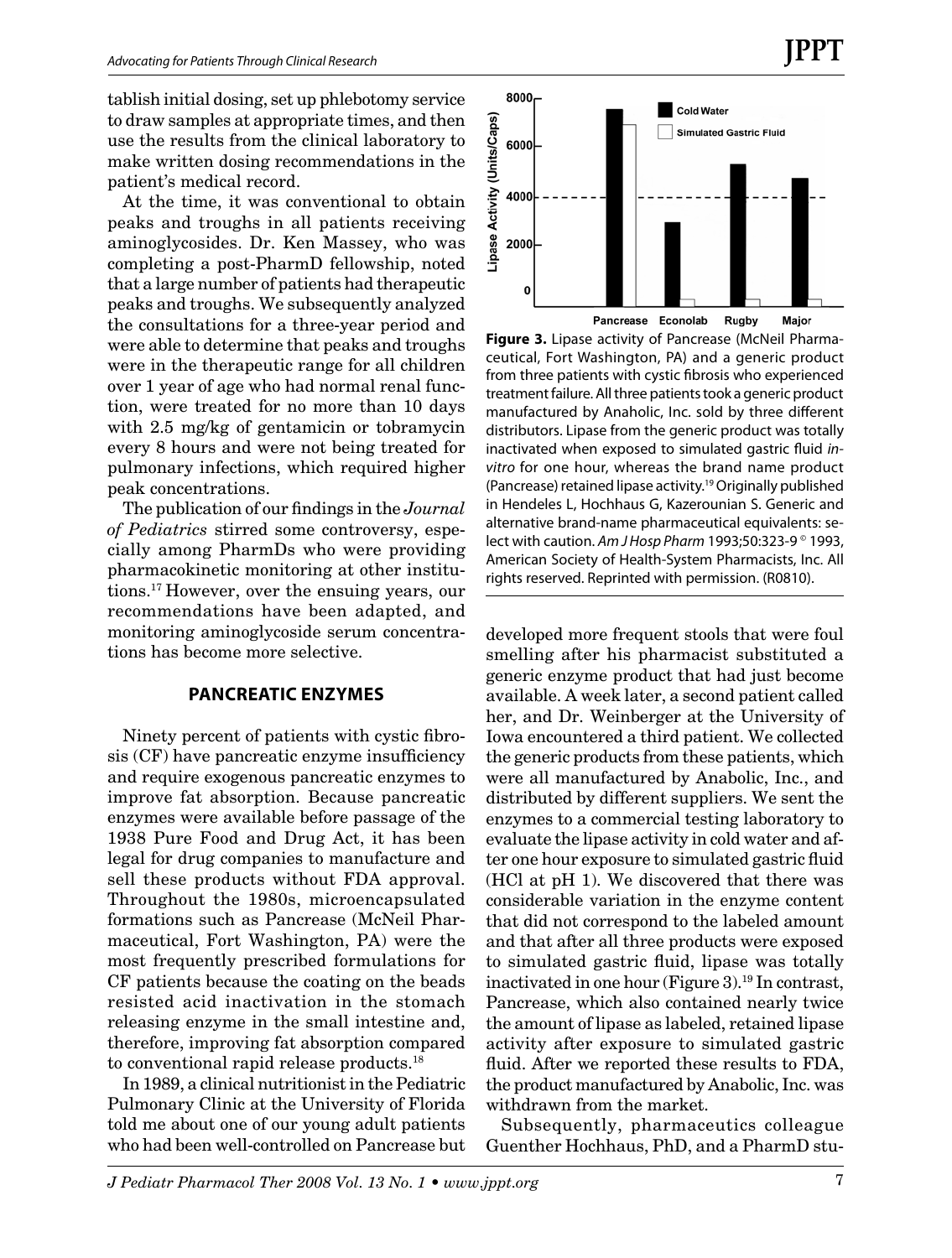tablish initial dosing, set up phlebotomy service to draw samples at appropriate times, and then use the results from the clinical laboratory to make written dosing recommendations in the patient's medical record.

At the time, it was conventional to obtain peaks and troughs in all patients receiving aminoglycosides. Dr. Ken Massey, who was completing a post-PharmD fellowship, noted that a large number of patients had therapeutic peaks and troughs. We subsequently analyzed the consultations for a three-year period and were able to determine that peaks and troughs were in the therapeutic range for all children over 1 year of age who had normal renal function, were treated for no more than 10 days with 2.5 mg/kg of gentamicin or tobramycin every 8 hours and were not being treated for pulmonary infections, which required higher peak concentrations.

The publication of our findings in the *Journal of Pediatrics* stirred some controversy, especially among PharmDs who were providing pharmacokinetic monitoring at other institutions.[17] However, over the ensuing years, our recommendations have been adapted, and monitoring aminoglycoside serum concentrations has become more selective.

## PANCREATIC ENZYMES

Ninety percent of patients with cystic fibrosis (CF) have pancreatic enzyme insufficiency and require exogenous pancreatic enzymes to improve fat absorption. Because pancreatic enzymes were available before passage of the 1938 Pure Food and Drug Act, it has been legal for drug companies to manufacture and sell these products without FDA approval. Throughout the 1980s, microencapsulated formations such as Pancrease (McNeil Pharmaceutical, Fort Washington, PA) were the most frequently prescribed formulations for CF patients because the coating on the beads resisted acid inactivation in the stomach releasing enzyme in the small intestine and, therefore, improving fat absorption compared to conventional rapid release products.[18]

In 1989, a clinical nutritionist in the Pediatric Pulmonary Clinic at the University of Florida told me about one of our young adult patients who had been well-controlled on Pancrease but developed more frequent stools that were foul smelling after his pharmacist substituted a generic enzyme product that had just become available. A week later, a second patient called her, and Dr. Weinberger at the University of Iowa encountered a third patient. We collected the generic products from these patients, which were all manufactured by Anabolic, Inc., and distributed by different suppliers. We sent the enzymes to a commercial testing laboratory to evaluate the lipase activity in cold water and after one hour exposure to simulated gastric fluid (HCl at pH 1). We discovered that there was considerable variation in the enzyme content that did not correspond to the labeled amount and that after all three products were exposed to simulated gastric fluid, lipase was totally inactivated in one hour (Figure 3).[19] In contrast, Pancrease, which also contained nearly twice the amount of lipase as labeled, retained lipase activity after exposure to simulated gastric fluid. After we reported these results to FDA, the product manufactured by Anabolic, Inc. was withdrawn from the market.

**Figure 3.** Lipase activity of Pancrease (McNeil Pharmaceutical, Fort Washington, PA) and a generic product from three patients with cystic fibrosis who experienced treatment failure. All three patients took a generic product manufactured by Anaholic, Inc. sold by three different distributors. Lipase from the generic product was totally inactivated when exposed to simulated gastric fluid *in-vitro* for one hour, whereas the brand name product (Pancrease) retained lipase activity.[19] Originally published in Hendeles L, Hochhaus G, Kazerounian S. Generic and alternative brand-name pharmaceutical equivalents: select with caution. *Am J Hosp Pharm* 1993;50:323-9 © 1993, American Society of Health-System Pharmacists, Inc. All rights reserved. Reprinted with permission. (R0810).

Subsequently, pharmaceutics colleague Guenther Hochhaus, PhD, and a PharmD stu-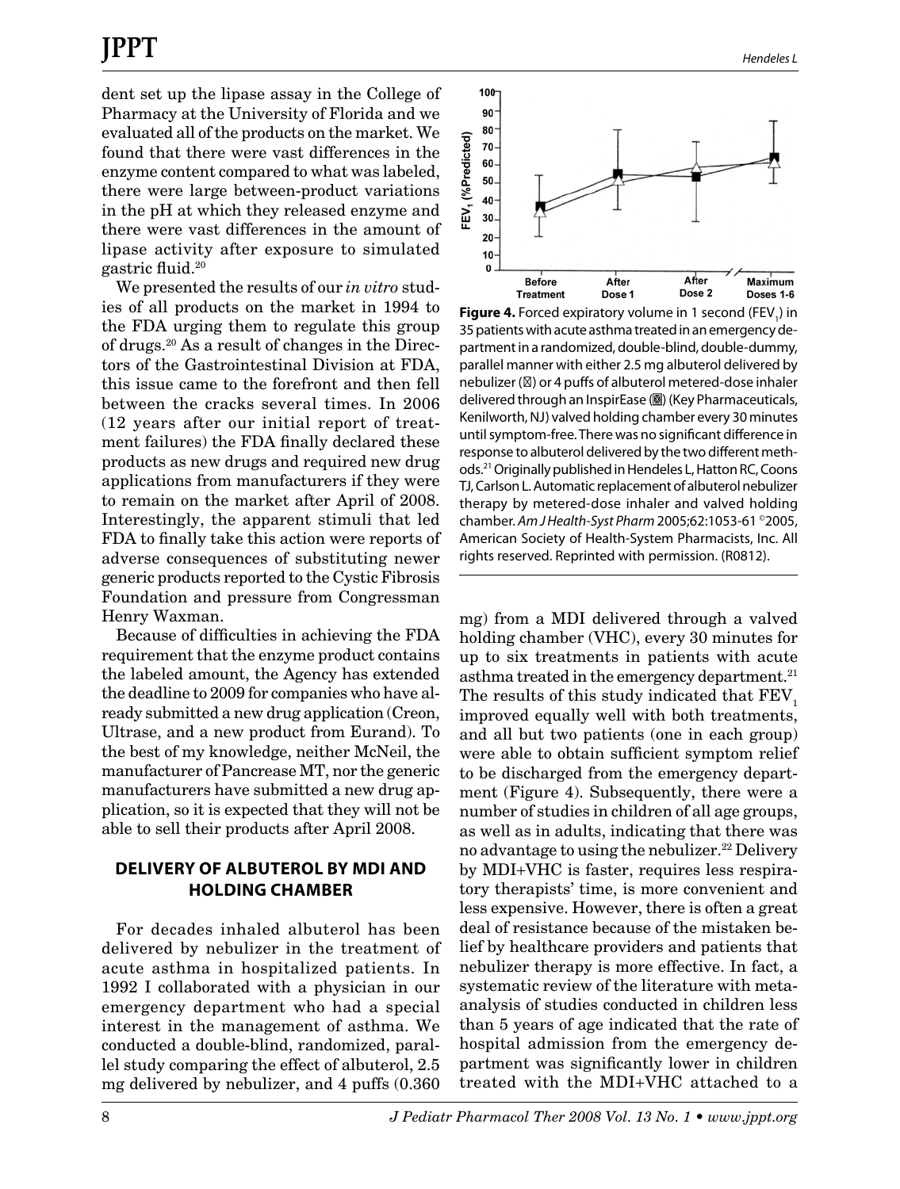dent set up the lipase assay in the College of Pharmacy at the University of Florida and we evaluated all of the products on the market. We found that there were vast differences in the enzyme content compared to what was labeled, there were large between-product variations in the pH at which they released enzyme and there were vast differences in the amount of lipase activity after exposure to simulated gastric fluid.[20]

We presented the results of our *in vitro* studies of all products on the market in 1994 to the FDA urging them to regulate this group of drugs.[20] As a result of changes in the Directors of the Gastrointestinal Division at FDA, this issue came to the forefront and then fell between the cracks several times. In 2006 (12 years after our initial report of treatment failures) the FDA finally declared these products as new drugs and required new drug applications from manufacturers if they were to remain on the market after April of 2008. Interestingly, the apparent stimuli that led FDA to finally take this action were reports of adverse consequences of substituting newer generic products reported to the Cystic Fibrosis Foundation and pressure from Congressman Henry Waxman.

Because of difficulties in achieving the FDA requirement that the enzyme product contains the labeled amount, the Agency has extended the deadline to 2009 for companies who have already submitted a new drug application (Creon, Ultrase, and a new product from Eurand). To the best of my knowledge, neither McNeil, the manufacturer of Pancrease MT, nor the generic manufacturers have submitted a new drug application, so it is expected that they will not be able to sell their products after April 2008.

## DELIVERY OF ALBUTEROL BY MDI AND HOLDING CHAMBER

For decades inhaled albuterol has been delivered by nebulizer in the treatment of acute asthma in hospitalized patients. In 1992 I collaborated with a physician in our emergency department who had a special interest in the management of asthma. We conducted a double-blind, randomized, parallel study comparing the effect of albuterol, 2.5 mg delivered by nebulizer, and 4 puffs (0.360 mg) from a MDI delivered through a valved holding chamber (VHC), every 30 minutes for up to six treatments in patients with acute asthma treated in the emergency department.[21] The results of this study indicated that $FEV_1$ improved equally well with both treatments, and all but two patients (one in each group) were able to obtain sufficient symptom relief to be discharged from the emergency department (Figure 4). Subsequently, there were a number of studies in children of all age groups, as well as in adults, indicating that there was no advantage to using the nebulizer.[22] Delivery by MDI+VHC is faster, requires less respiratory therapists' time, is more convenient and less expensive. However, there is often a great deal of resistance because of the mistaken belief by healthcare providers and patients that nebulizer therapy is more effective. In fact, a systematic review of the literature with meta-analysis of studies conducted in children less than 5 years of age indicated that the rate of hospital admission from the emergency department was significantly lower in children treated with the MDI+VHC attached to a

**Figure 4.** Forced expiratory volume in 1 second ($FEV_1$) in 35 patients with acute asthma treated in an emergency department in a randomized, double-blind, double-dummy, parallel manner with either 2.5 mg albuterol delivered by nebulizer (▪) or 4 puffs of albuterol metered-dose inhaler delivered through an InspirEase (△) (Key Pharmaceuticals, Kenilworth, NJ) valved holding chamber every 30 minutes until symptom-free. There was no significant difference in response to albuterol delivered by the two different methods.[21] Originally published in Hendeles L, Hatton RC, Coons TJ, Carlson L. Automatic replacement of albuterol nebulizer therapy by metered-dose inhaler and valved holding chamber. *Am J Health-Syst Pharm* 2005;62:1053-61 ©2005, American Society of Health-System Pharmacists, Inc. All rights reserved. Reprinted with permission. (R0812).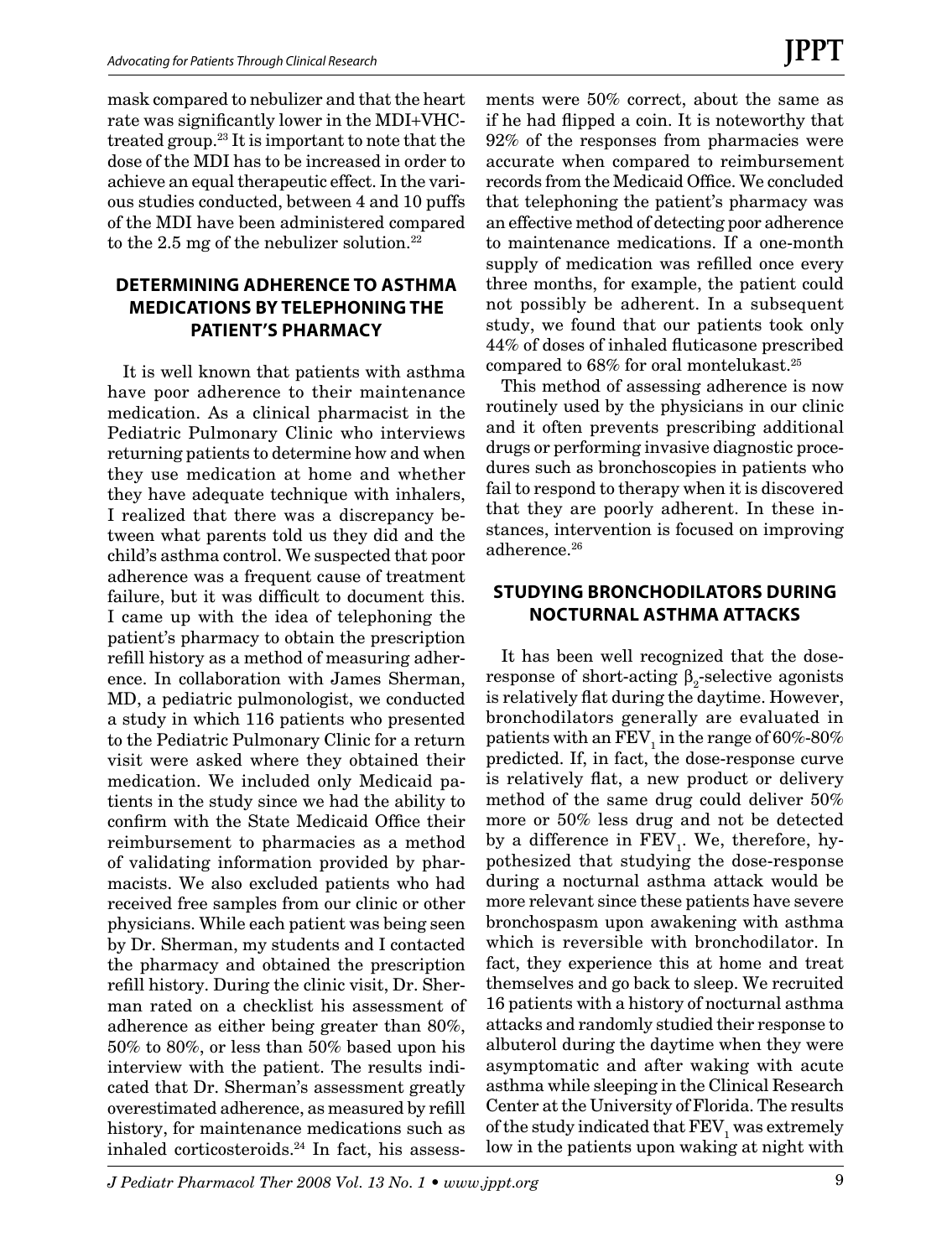mask compared to nebulizer and that the heart rate was significantly lower in the MDI+VHC-treated group.[23] It is important to note that the dose of the MDI has to be increased in order to achieve an equal therapeutic effect. In the various studies conducted, between 4 and 10 puffs of the MDI have been administered compared to the 2.5 mg of the nebulizer solution.[22]

## DETERMINING ADHERENCE TO ASTHMA MEDICATIONS BY TELEPHONING THE PATIENT'S PHARMACY

It is well known that patients with asthma have poor adherence to their maintenance medication. As a clinical pharmacist in the Pediatric Pulmonary Clinic who interviews returning patients to determine how and when they use medication at home and whether they have adequate technique with inhalers, I realized that there was a discrepancy between what parents told us they did and the child's asthma control. We suspected that poor adherence was a frequent cause of treatment failure, but it was difficult to document this. I came up with the idea of telephoning the patient's pharmacy to obtain the prescription refill history as a method of measuring adherence. In collaboration with James Sherman, MD, a pediatric pulmonologist, we conducted a study in which 116 patients who presented to the Pediatric Pulmonary Clinic for a return visit were asked where they obtained their medication. We included only Medicaid patients in the study since we had the ability to confirm with the State Medicaid Office their reimbursement to pharmacies as a method of validating information provided by pharmacists. We also excluded patients who had received free samples from our clinic or other physicians. While each patient was being seen by Dr. Sherman, my students and I contacted the pharmacy and obtained the prescription refill history. During the clinic visit, Dr. Sherman rated on a checklist his assessment of adherence as either being greater than 80%, 50% to 80%, or less than 50% based upon his interview with the patient. The results indicated that Dr. Sherman's assessment greatly overestimated adherence, as measured by refill history, for maintenance medications such as inhaled corticosteroids.[24] In fact, his assessments were 50% correct, about the same as if he had flipped a coin. It is noteworthy that 92% of the responses from pharmacies were accurate when compared to reimbursement records from the Medicaid Office. We concluded that telephoning the patient's pharmacy was an effective method of detecting poor adherence to maintenance medications. If a one-month supply of medication was refilled once every three months, for example, the patient could not possibly be adherent. In a subsequent study, we found that our patients took only 44% of doses of inhaled fluticasone prescribed compared to 68% for oral montelukast.[25]

This method of assessing adherence is now routinely used by the physicians in our clinic and it often prevents prescribing additional drugs or performing invasive diagnostic procedures such as bronchoscopies in patients who fail to respond to therapy when it is discovered that they are poorly adherent. In these instances, intervention is focused on improving adherence.[26]

## STUDYING BRONCHODILATORS DURING NOCTURNAL ASTHMA ATTACKS

It has been well recognized that the dose-response of short-acting $\beta_2$-selective agonists is relatively flat during the daytime. However, bronchodilators generally are evaluated in patients with an $FEV_1$ in the range of 60%-80% predicted. If, in fact, the dose-response curve is relatively flat, a new product or delivery method of the same drug could deliver 50% more or 50% less drug and not be detected by a difference in $FEV_1$. We, therefore, hypothesized that studying the dose-response during a nocturnal asthma attack would be more relevant since these patients have severe bronchospasm upon awakening with asthma which is reversible with bronchodilator. In fact, they experience this at home and treat themselves and go back to sleep. We recruited 16 patients with a history of nocturnal asthma attacks and randomly studied their response to albuterol during the daytime when they were asymptomatic and after waking with acute asthma while sleeping in the Clinical Research Center at the University of Florida. The results of the study indicated that $FEV_1$ was extremely low in the patients upon waking at night with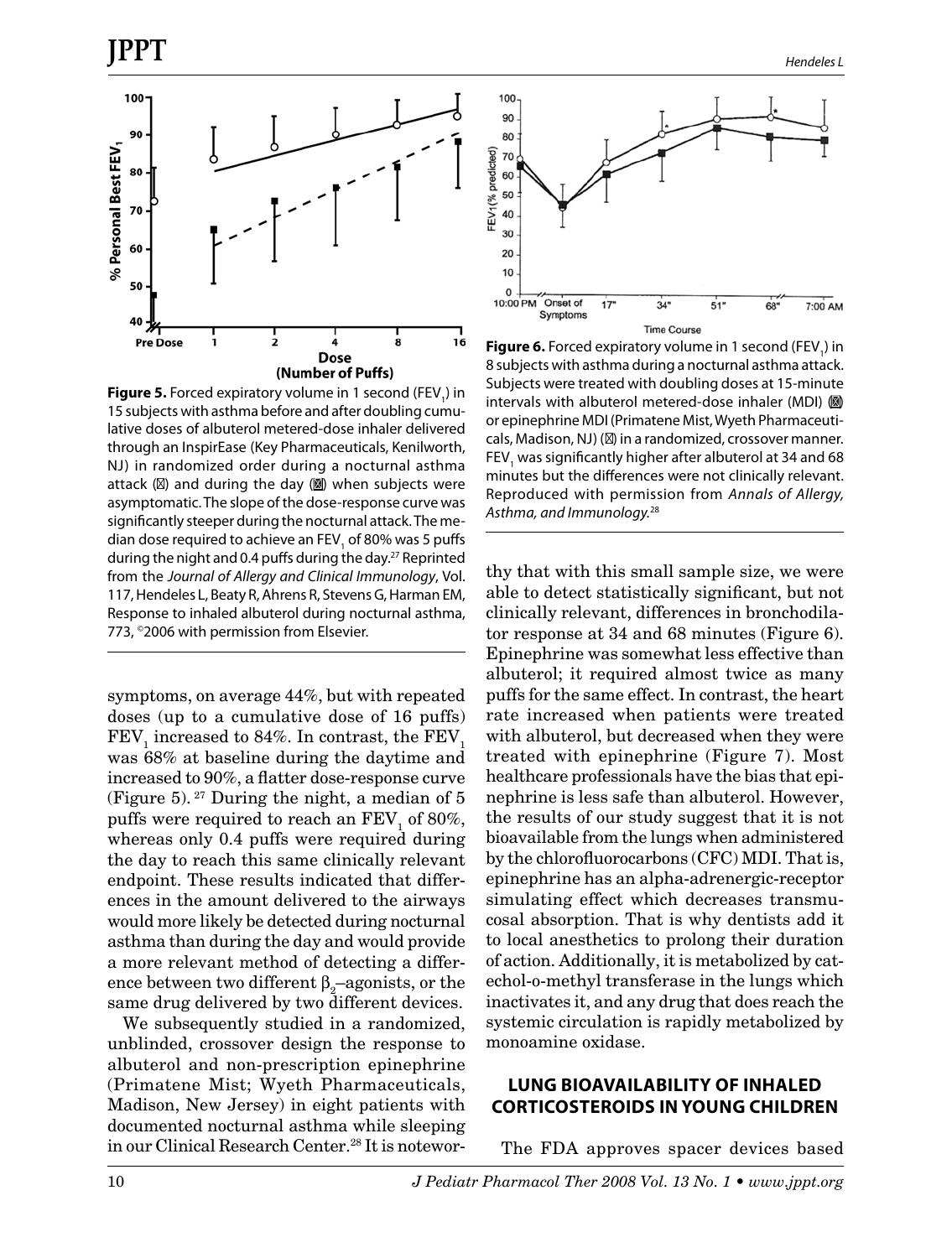**Figure 5.** Forced expiratory volume in 1 second ($FEV_1$) in 15 subjects with asthma before and after doubling cumulative doses of albuterol metered-dose inhaler delivered through an InspirEase (Key Pharmaceuticals, Kenilworth, NJ) in randomized order during a nocturnal asthma attack (■) and during the day (○) when subjects were asymptomatic. The slope of the dose-response curve was significantly steeper during the nocturnal attack. The median dose required to achieve an $FEV_1$ of 80% was 5 puffs during the night and 0.4 puffs during the day.[27] Reprinted from the *Journal of Allergy and Clinical Immunology*, Vol. 117, Hendeles L, Beaty R, Ahrens R, Stevens G, Harman EM, Response to inhaled albuterol during nocturnal asthma, 773, ©2006 with permission from Elsevier.

**Figure 6.** Forced expiratory volume in 1 second ($FEV_1$) in 8 subjects with asthma during a nocturnal asthma attack. Subjects were treated with doubling doses at 15-minute intervals with albuterol metered-dose inhaler (MDI) (○) or epinephrine MDI (Primatene Mist, Wyeth Pharmaceuticals, Madison, NJ) (■) in a randomized, crossover manner. $FEV_1$ was significantly higher after albuterol at 34 and 68 minutes but the differences were not clinically relevant. Reproduced with permission from *Annals of Allergy, Asthma, and Immunology.*[28]

symptoms, on average 44%, but with repeated doses (up to a cumulative dose of 16 puffs) $FEV_1$ increased to 84%. In contrast, the $FEV_1$ was 68% at baseline during the daytime and increased to 90%, a flatter dose-response curve (Figure 5).[27] During the night, a median of 5 puffs were required to reach an $FEV_1$ of 80%, whereas only 0.4 puffs were required during the day to reach this same clinically relevant endpoint. These results indicated that differences in the amount delivered to the airways would more likely be detected during nocturnal asthma than during the day and would provide a more relevant method of detecting a difference between two different $\beta_2$–agonists, or the same drug delivered by two different devices.

We subsequently studied in a randomized, unblinded, crossover design the response to albuterol and non-prescription epinephrine (Primatene Mist; Wyeth Pharmaceuticals, Madison, New Jersey) in eight patients with documented nocturnal asthma while sleeping in our Clinical Research Center.[28] It is noteworthy that with this small sample size, we were able to detect statistically significant, but not clinically relevant, differences in bronchodilator response at 34 and 68 minutes (Figure 6). Epinephrine was somewhat less effective than albuterol; it required almost twice as many puffs for the same effect. In contrast, the heart rate increased when patients were treated with albuterol, but decreased when they were treated with epinephrine (Figure 7). Most healthcare professionals have the bias that epinephrine is less safe than albuterol. However, the results of our study suggest that it is not bioavailable from the lungs when administered by the chlorofluorocarbons (CFC) MDI. That is, epinephrine has an alpha-adrenergic-receptor simulating effect which decreases transmucosal absorption. That is why dentists add it to local anesthetics to prolong their duration of action. Additionally, it is metabolized by catechol-o-methyl transferase in the lungs which inactivates it, and any drug that does reach the systemic circulation is rapidly metabolized by monoamine oxidase.

## LUNG BIOAVAILABILITY OF INHALED CORTICOSTEROIDS IN YOUNG CHILDREN

The FDA approves spacer devices based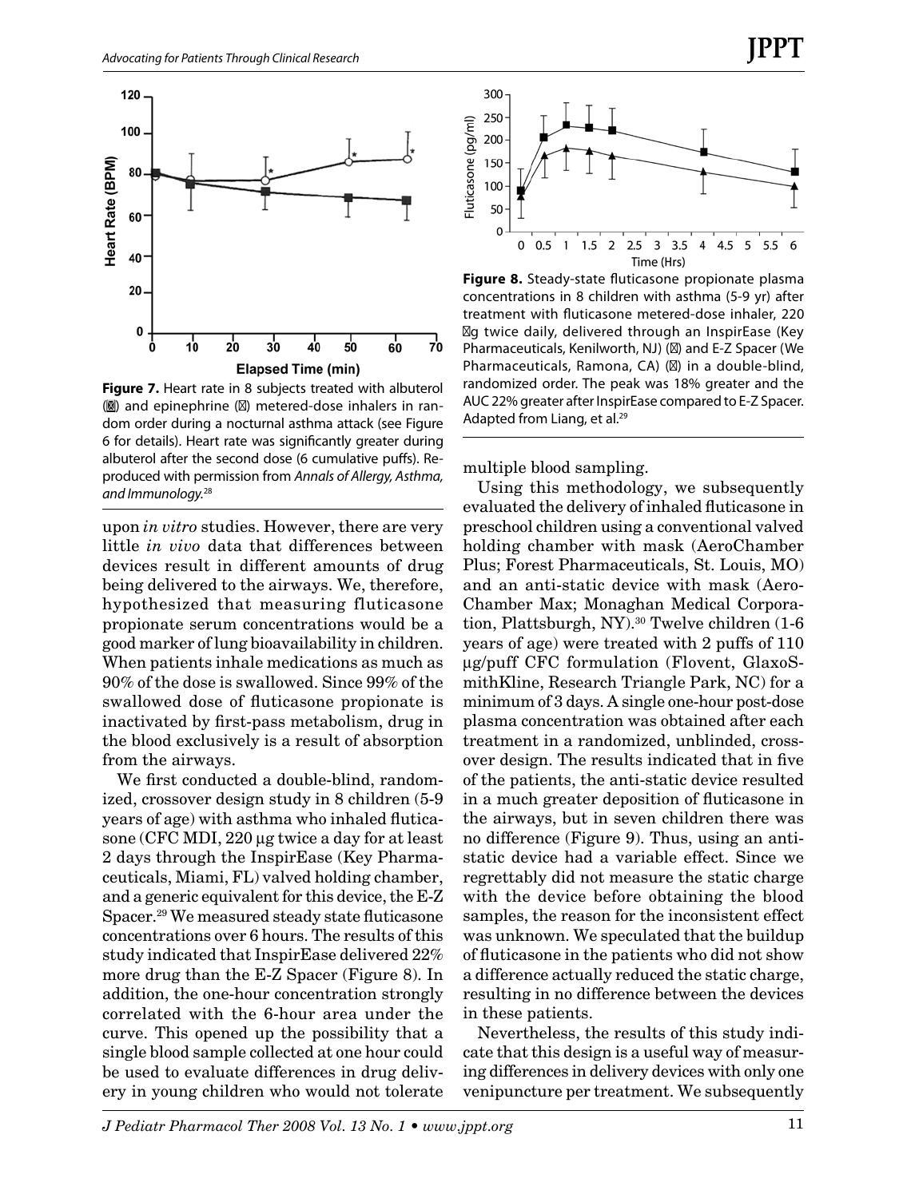**Figure 7.** Heart rate in 8 subjects treated with albuterol (■) and epinephrine (○) metered-dose inhalers in random order during a nocturnal asthma attack (see Figure 6 for details). Heart rate was significantly greater during albuterol after the second dose (6 cumulative puffs). Reproduced with permission from *Annals of Allergy, Asthma, and Immunology.*[28]

**Figure 8.** Steady-state fluticasone propionate plasma concentrations in 8 children with asthma (5-9 yr) after treatment with fluticasone metered-dose inhaler, 220 µg twice daily, delivered through an InspirEase (Key Pharmaceuticals, Kenilworth, NJ) (■) and E-Z Spacer (We Pharmaceuticals, Ramona, CA) (▲) in a double-blind, randomized order. The peak was 18% greater and the AUC 22% greater after InspirEase compared to E-Z Spacer. Adapted from Liang, et al.[29]

upon *in vitro* studies. However, there are very little *in vivo* data that differences between devices result in different amounts of drug being delivered to the airways. We, therefore, hypothesized that measuring fluticasone propionate serum concentrations would be a good marker of lung bioavailability in children. When patients inhale medications as much as 90% of the dose is swallowed. Since 99% of the swallowed dose of fluticasone propionate is inactivated by first-pass metabolism, drug in the blood exclusively is a result of absorption from the airways.

We first conducted a double-blind, randomized, crossover design study in 8 children (5-9 years of age) with asthma who inhaled fluticasone (CFC MDI, 220 µg twice a day for at least 2 days through the InspirEase (Key Pharmaceuticals, Miami, FL) valved holding chamber, and a generic equivalent for this device, the E-Z Spacer.[29] We measured steady state fluticasone concentrations over 6 hours. The results of this study indicated that InspirEase delivered 22% more drug than the E-Z Spacer (Figure 8). In addition, the one-hour concentration strongly correlated with the 6-hour area under the curve. This opened up the possibility that a single blood sample collected at one hour could be used to evaluate differences in drug delivery in young children who would not tolerate multiple blood sampling.

Using this methodology, we subsequently evaluated the delivery of inhaled fluticasone in preschool children using a conventional valved holding chamber with mask (AeroChamber Plus; Forest Pharmaceuticals, St. Louis, MO) and an anti-static device with mask (AeroChamber Max; Monaghan Medical Corporation, Plattsburgh, NY).[30] Twelve children (1-6 years of age) were treated with 2 puffs of 110 µg/puff CFC formulation (Flovent, GlaxoSmithKline, Research Triangle Park, NC) for a minimum of 3 days. A single one-hour post-dose plasma concentration was obtained after each treatment in a randomized, unblinded, crossover design. The results indicated that in five of the patients, the anti-static device resulted in a much greater deposition of fluticasone in the airways, but in seven children there was no difference (Figure 9). Thus, using an anti-static device had a variable effect. Since we regrettably did not measure the static charge with the device before obtaining the blood samples, the reason for the inconsistent effect was unknown. We speculated that the buildup of fluticasone in the patients who did not show a difference actually reduced the static charge, resulting in no difference between the devices in these patients.

Nevertheless, the results of this study indicate that this design is a useful way of measuring differences in delivery devices with only one venipuncture per treatment. We subsequently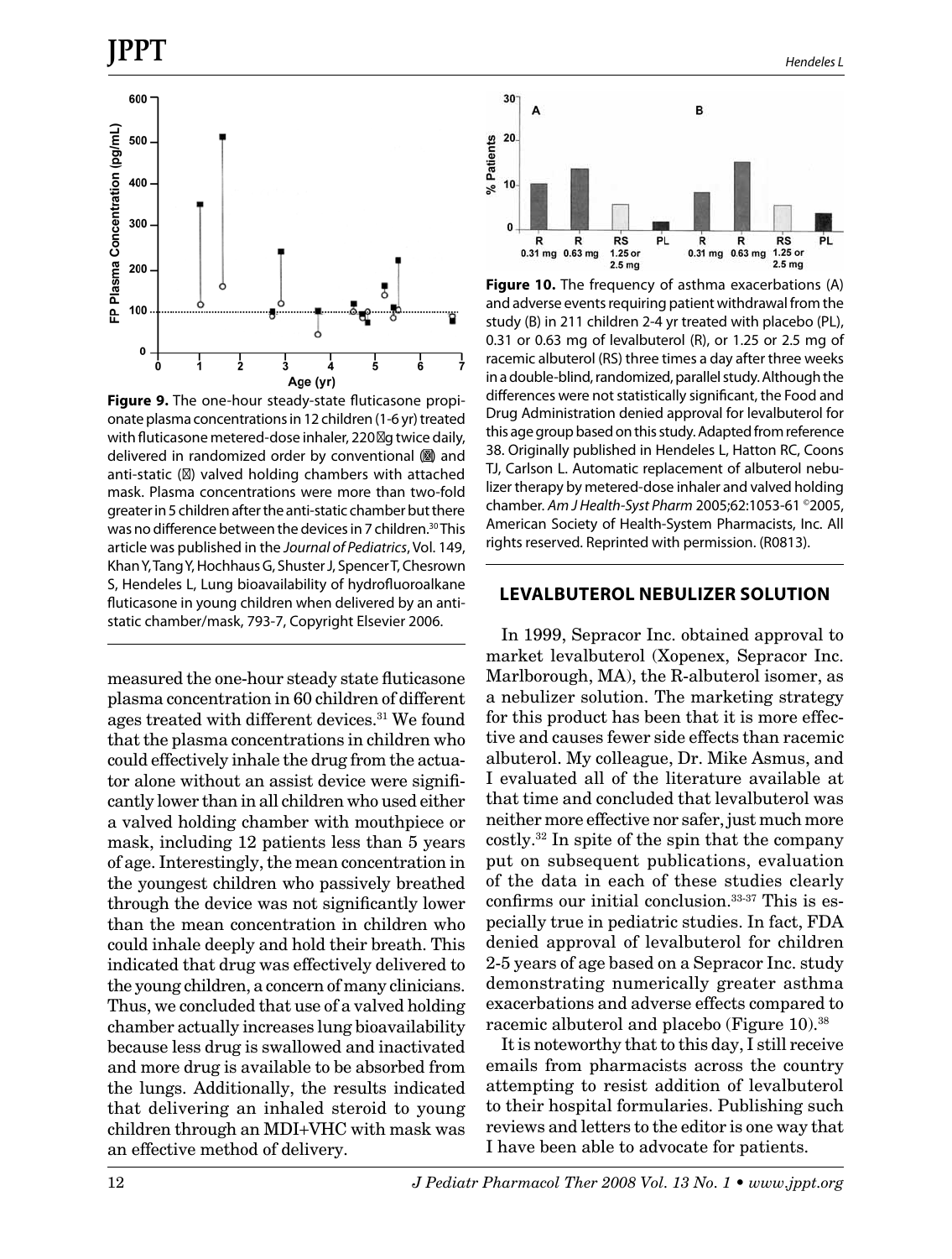**Figure 9.** The one-hour steady-state fluticasone propionate plasma concentrations in 12 children (1-6 yr) treated with fluticasone metered-dose inhaler, 220 μg twice daily, delivered in randomized order by conventional (○) and anti-static (■) valved holding chambers with attached mask. Plasma concentrations were more than two-fold greater in 5 children after the anti-static chamber but there was no difference between the devices in 7 children.[30] This article was published in the *Journal of Pediatrics*, Vol. 149, Khan Y, Tang Y, Hochhaus G, Shuster J, Spencer T, Chesrown S, Hendeles L, Lung bioavailability of hydrofluoroalkane fluticasone in young children when delivered by an antistatic chamber/mask, 793-7, Copyright Elsevier 2006.

measured the one-hour steady state fluticasone plasma concentration in 60 children of different ages treated with different devices.[31] We found that the plasma concentrations in children who could effectively inhale the drug from the actuator alone without an assist device were significantly lower than in all children who used either a valved holding chamber with mouthpiece or mask, including 12 patients less than 5 years of age. Interestingly, the mean concentration in the youngest children who passively breathed through the device was not significantly lower than the mean concentration in children who could inhale deeply and hold their breath. This indicated that drug was effectively delivered to the young children, a concern of many clinicians. Thus, we concluded that use of a valved holding chamber actually increases lung bioavailability because less drug is swallowed and inactivated and more drug is available to be absorbed from the lungs. Additionally, the results indicated that delivering an inhaled steroid to young children through an MDI+VHC with mask was an effective method of delivery.

**Figure 10.** The frequency of asthma exacerbations (A) and adverse events requiring patient withdrawal from the study (B) in 211 children 2-4 yr treated with placebo (PL), 0.31 or 0.63 mg of levalbuterol (R), or 1.25 or 2.5 mg of racemic albuterol (RS) three times a day after three weeks in a double-blind, randomized, parallel study. Although the differences were not statistically significant, the Food and Drug Administration denied approval for levalbuterol for this age group based on this study. Adapted from reference 38. Originally published in Hendeles L, Hatton RC, Coons TJ, Carlson L. Automatic replacement of albuterol nebulizer therapy by metered-dose inhaler and valved holding chamber. *Am J Health-Syst Pharm* 2005;62:1053-61 ©2005, American Society of Health-System Pharmacists, Inc. All rights reserved. Reprinted with permission. (R0813).

## LEVALBUTEROL NEBULIZER SOLUTION

In 1999, Sepracor Inc. obtained approval to market levalbuterol (Xopenex, Sepracor Inc. Marlborough, MA), the R-albuterol isomer, as a nebulizer solution. The marketing strategy for this product has been that it is more effective and causes fewer side effects than racemic albuterol. My colleague, Dr. Mike Asmus, and I evaluated all of the literature available at that time and concluded that levalbuterol was neither more effective nor safer, just much more costly.[32] In spite of the spin that the company put on subsequent publications, evaluation of the data in each of these studies clearly confirms our initial conclusion.[33-37] This is especially true in pediatric studies. In fact, FDA denied approval of levalbuterol for children 2-5 years of age based on a Sepracor Inc. study demonstrating numerically greater asthma exacerbations and adverse effects compared to racemic albuterol and placebo (Figure 10).[38]

It is noteworthy that to this day, I still receive emails from pharmacists across the country attempting to resist addition of levalbuterol to their hospital formularies. Publishing such reviews and letters to the editor is one way that I have been able to advocate for patients.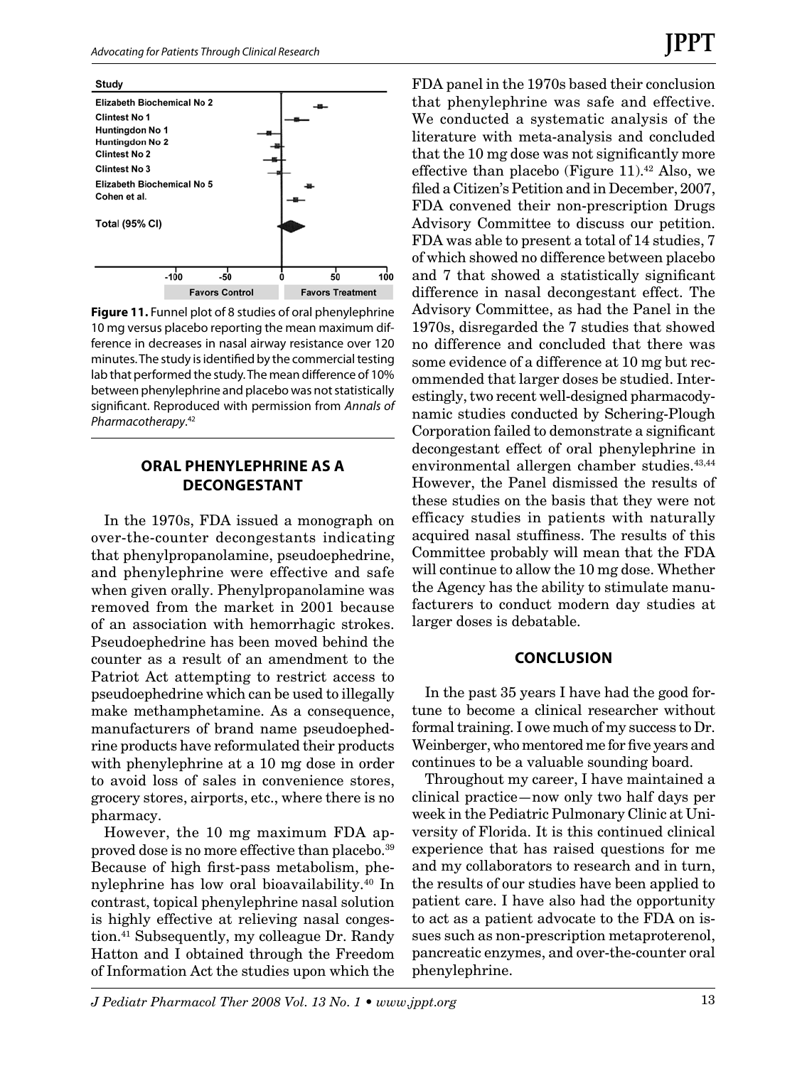Study

Elizabeth Biochemical No 2
Clintest No 1
Huntingdon No 1
Huntingdon No 2
Clintest No 2
Clintest No 3
Elizabeth Biochemical No 5
Cohen et al.

Total (95% CI)

-100 -50 0 50 100

Favors Control | Favors Treatment

**Figure 11.** Funnel plot of 8 studies of oral phenylephrine 10 mg versus placebo reporting the mean maximum difference in decreases in nasal airway resistance over 120 minutes. The study is identified by the commercial testing lab that performed the study. The mean difference of 10% between phenylephrine and placebo was not statistically significant. Reproduced with permission from *Annals of Pharmacotherapy*.[42]

## ORAL PHENYLEPHRINE AS A DECONGESTANT

In the 1970s, FDA issued a monograph on over-the-counter decongestants indicating that phenylpropanolamine, pseudoephedrine, and phenylephrine were effective and safe when given orally. Phenylpropanolamine was removed from the market in 2001 because of an association with hemorrhagic strokes. Pseudoephedrine has been moved behind the counter as a result of an amendment to the Patriot Act attempting to restrict access to pseudoephedrine which can be used to illegally make methamphetamine. As a consequence, manufacturers of brand name pseudoephedrine products have reformulated their products with phenylephrine at a 10 mg dose in order to avoid loss of sales in convenience stores, grocery stores, airports, etc., where there is no pharmacy.

However, the 10 mg maximum FDA approved dose is no more effective than placebo.[39] Because of high first-pass metabolism, phenylephrine has low oral bioavailability.[40] In contrast, topical phenylephrine nasal solution is highly effective at relieving nasal congestion.[41] Subsequently, my colleague Dr. Randy Hatton and I obtained through the Freedom of Information Act the studies upon which the FDA panel in the 1970s based their conclusion that phenylephrine was safe and effective. We conducted a systematic analysis of the literature with meta-analysis and concluded that the 10 mg dose was not significantly more effective than placebo (Figure 11).[42] Also, we filed a Citizen's Petition and in December, 2007, FDA convened their non-prescription Drugs Advisory Committee to discuss our petition. FDA was able to present a total of 14 studies, 7 of which showed no difference between placebo and 7 that showed a statistically significant difference in nasal decongestant effect. The Advisory Committee, as had the Panel in the 1970s, disregarded the 7 studies that showed no difference and concluded that there was some evidence of a difference at 10 mg but recommended that larger doses be studied. Interestingly, two recent well-designed pharmacodynamic studies conducted by Schering-Plough Corporation failed to demonstrate a significant decongestant effect of oral phenylephrine in environmental allergen chamber studies.[43,44] However, the Panel dismissed the results of these studies on the basis that they were not efficacy studies in patients with naturally acquired nasal stuffiness. The results of this Committee probably will mean that the FDA will continue to allow the 10 mg dose. Whether the Agency has the ability to stimulate manufacturers to conduct modern day studies at larger doses is debatable.

## CONCLUSION

In the past 35 years I have had the good fortune to become a clinical researcher without formal training. I owe much of my success to Dr. Weinberger, who mentored me for five years and continues to be a valuable sounding board.

Throughout my career, I have maintained a clinical practice—now only two half days per week in the Pediatric Pulmonary Clinic at University of Florida. It is this continued clinical experience that has raised questions for me and my collaborators to research and in turn, the results of our studies have been applied to patient care. I have also had the opportunity to act as a patient advocate to the FDA on issues such as non-prescription metaproterenol, pancreatic enzymes, and over-the-counter oral phenylephrine.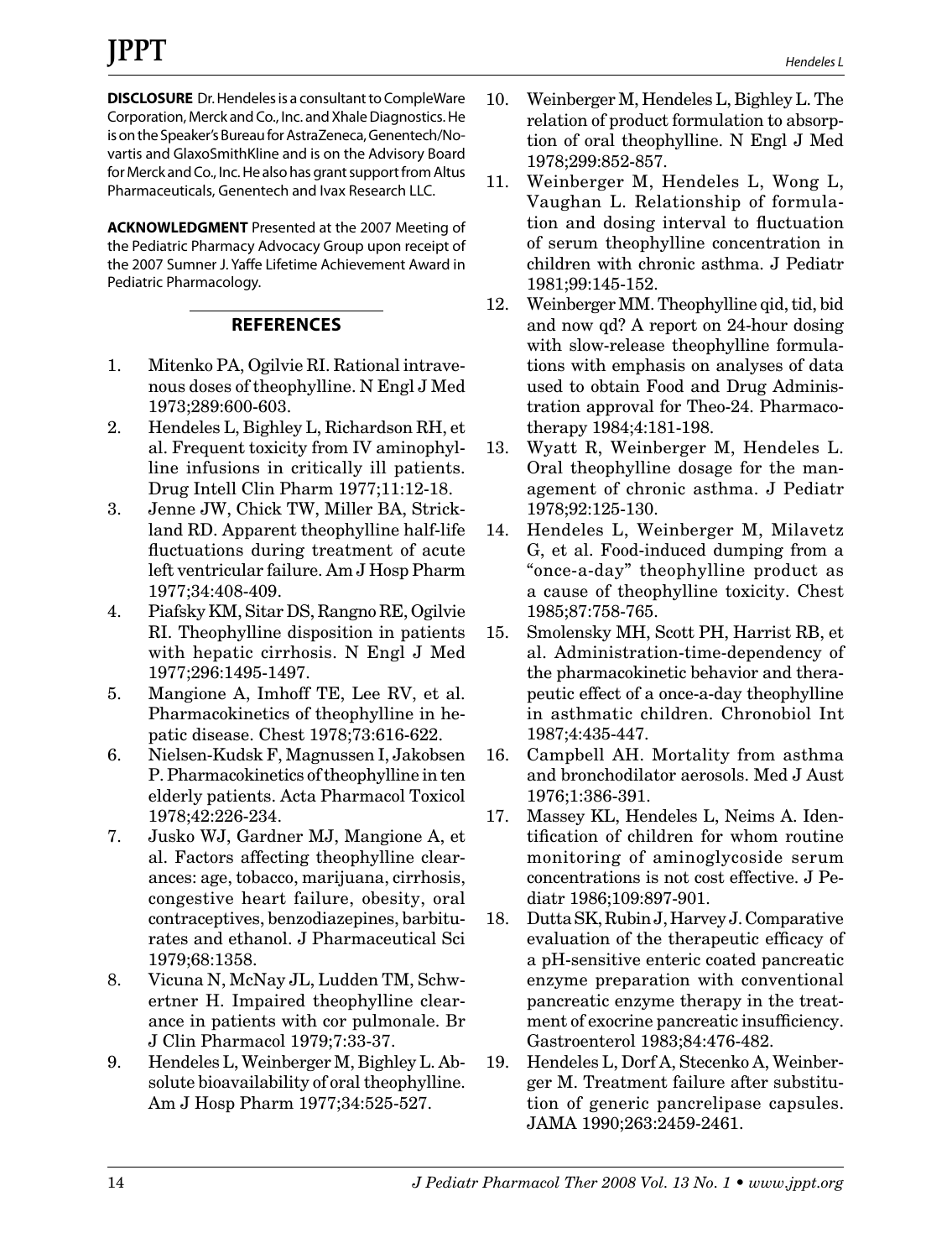**DISCLOSURE** Dr. Hendeles is a consultant to CompleWare Corporation, Merck and Co., Inc. and Xhale Diagnostics. He is on the Speaker's Bureau for AstraZeneca, Genentech/Novartis and GlaxoSmithKline and is on the Advisory Board for Merck and Co., Inc. He also has grant support from Altus Pharmaceuticals, Genentech and Ivax Research LLC.

**ACKNOWLEDGMENT** Presented at the 2007 Meeting of the Pediatric Pharmacy Advocacy Group upon receipt of the 2007 Sumner J. Yaffe Lifetime Achievement Award in Pediatric Pharmacology.

## REFERENCES

1. Mitenko PA, Ogilvie RI. Rational intravenous doses of theophylline. N Engl J Med 1973;289:600-603.
2. Hendeles L, Bighley L, Richardson RH, et al. Frequent toxicity from IV aminophylline infusions in critically ill patients. Drug Intell Clin Pharm 1977;11:12-18.
3. Jenne JW, Chick TW, Miller BA, Strickland RD. Apparent theophylline half-life fluctuations during treatment of acute left ventricular failure. Am J Hosp Pharm 1977;34:408-409.
4. Piafsky KM, Sitar DS, Rangno RE, Ogilvie RI. Theophylline disposition in patients with hepatic cirrhosis. N Engl J Med 1977;296:1495-1497.
5. Mangione A, Imhoff TE, Lee RV, et al. Pharmacokinetics of theophylline in hepatic disease. Chest 1978;73:616-622.
6. Nielsen-Kudsk F, Magnussen I, Jakobsen P. Pharmacokinetics of theophylline in ten elderly patients. Acta Pharmacol Toxicol 1978;42:226-234.
7. Jusko WJ, Gardner MJ, Mangione A, et al. Factors affecting theophylline clearances: age, tobacco, marijuana, cirrhosis, congestive heart failure, obesity, oral contraceptives, benzodiazepines, barbiturates and ethanol. J Pharmaceutical Sci 1979;68:1358.
8. Vicuna N, McNay JL, Ludden TM, Schwertner H. Impaired theophylline clearance in patients with cor pulmonale. Br J Clin Pharmacol 1979;7:33-37.
9. Hendeles L, Weinberger M, Bighley L. Absolute bioavailability of oral theophylline. Am J Hosp Pharm 1977;34:525-527.
10. Weinberger M, Hendeles L, Bighley L. The relation of product formulation to absorption of oral theophylline. N Engl J Med 1978;299:852-857.
11. Weinberger M, Hendeles L, Wong L, Vaughan L. Relationship of formulation and dosing interval to fluctuation of serum theophylline concentration in children with chronic asthma. J Pediatr 1981;99:145-152.
12. Weinberger MM. Theophylline qid, tid, bid and now qd? A report on 24-hour dosing with slow-release theophylline formulations with emphasis on analyses of data used to obtain Food and Drug Administration approval for Theo-24. Pharmacotherapy 1984;4:181-198.
13. Wyatt R, Weinberger M, Hendeles L. Oral theophylline dosage for the management of chronic asthma. J Pediatr 1978;92:125-130.
14. Hendeles L, Weinberger M, Milavetz G, et al. Food-induced dumping from a "once-a-day" theophylline product as a cause of theophylline toxicity. Chest 1985;87:758-765.
15. Smolensky MH, Scott PH, Harrist RB, et al. Administration-time-dependency of the pharmacokinetic behavior and therapeutic effect of a once-a-day theophylline in asthmatic children. Chronobiol Int 1987;4:435-447.
16. Campbell AH. Mortality from asthma and bronchodilator aerosols. Med J Aust 1976;1:386-391.
17. Massey KL, Hendeles L, Neims A. Identification of children for whom routine monitoring of aminoglycoside serum concentrations is not cost effective. J Pediatr 1986;109:897-901.
18. Dutta SK, Rubin J, Harvey J. Comparative evaluation of the therapeutic efficacy of a pH-sensitive enteric coated pancreatic enzyme preparation with conventional pancreatic enzyme therapy in the treatment of exocrine pancreatic insufficiency. Gastroenterol 1983;84:476-482.
19. Hendeles L, Dorf A, Stecenko A, Weinberger M. Treatment failure after substitution of generic pancrelipase capsules. JAMA 1990;263:2459-2461.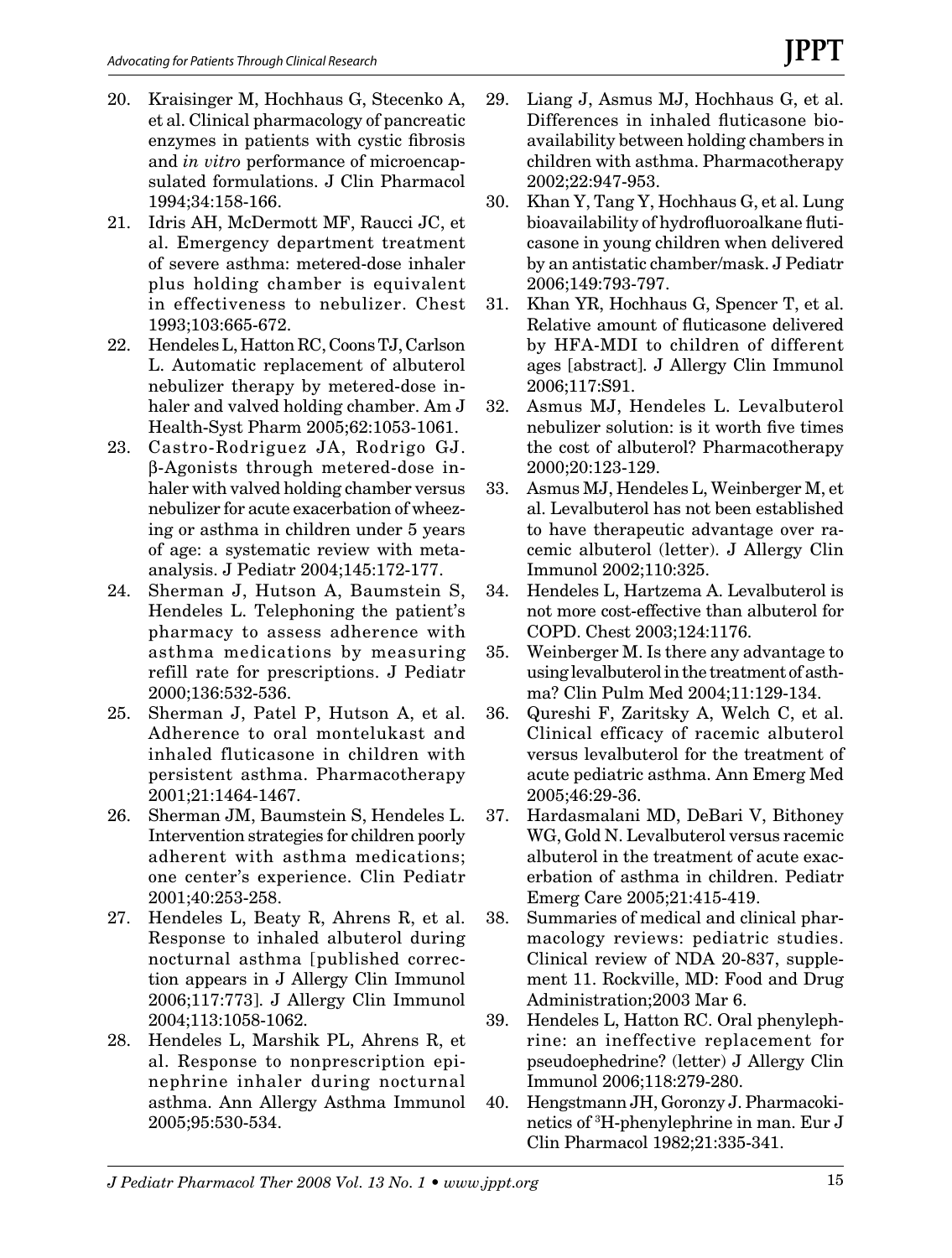20. Kraisinger M, Hochhaus G, Stecenko A, et al. Clinical pharmacology of pancreatic enzymes in patients with cystic fibrosis and *in vitro* performance of microencapsulated formulations. J Clin Pharmacol 1994;34:158-166.
21. Idris AH, McDermott MF, Raucci JC, et al. Emergency department treatment of severe asthma: metered-dose inhaler plus holding chamber is equivalent in effectiveness to nebulizer. Chest 1993;103:665-672.
22. Hendeles L, Hatton RC, Coons TJ, Carlson L. Automatic replacement of albuterol nebulizer therapy by metered-dose inhaler and valved holding chamber. Am J Health-Syst Pharm 2005;62:1053-1061.
23. Castro-Rodriguez JA, Rodrigo GJ. β-Agonists through metered-dose inhaler with valved holding chamber versus nebulizer for acute exacerbation of wheezing or asthma in children under 5 years of age: a systematic review with meta-analysis. J Pediatr 2004;145:172-177.
24. Sherman J, Hutson A, Baumstein S, Hendeles L. Telephoning the patient's pharmacy to assess adherence with asthma medications by measuring refill rate for prescriptions. J Pediatr 2000;136:532-536.
25. Sherman J, Patel P, Hutson A, et al. Adherence to oral montelukast and inhaled fluticasone in children with persistent asthma. Pharmacotherapy 2001;21:1464-1467.
26. Sherman JM, Baumstein S, Hendeles L. Intervention strategies for children poorly adherent with asthma medications; one center's experience. Clin Pediatr 2001;40:253-258.
27. Hendeles L, Beaty R, Ahrens R, et al. Response to inhaled albuterol during nocturnal asthma [published correction appears in J Allergy Clin Immunol 2006;117:773]. J Allergy Clin Immunol 2004;113:1058-1062.
28. Hendeles L, Marshik PL, Ahrens R, et al. Response to nonprescription epinephrine inhaler during nocturnal asthma. Ann Allergy Asthma Immunol 2005;95:530-534.
29. Liang J, Asmus MJ, Hochhaus G, et al. Differences in inhaled fluticasone bioavailability between holding chambers in children with asthma. Pharmacotherapy 2002;22:947-953.
30. Khan Y, Tang Y, Hochhaus G, et al. Lung bioavailability of hydrofluoroalkane fluticasone in young children when delivered by an antistatic chamber/mask. J Pediatr 2006;149:793-797.
31. Khan YR, Hochhaus G, Spencer T, et al. Relative amount of fluticasone delivered by HFA-MDI to children of different ages [abstract]. J Allergy Clin Immunol 2006;117:S91.
32. Asmus MJ, Hendeles L. Levalbuterol nebulizer solution: is it worth five times the cost of albuterol? Pharmacotherapy 2000;20:123-129.
33. Asmus MJ, Hendeles L, Weinberger M, et al. Levalbuterol has not been established to have therapeutic advantage over racemic albuterol (letter). J Allergy Clin Immunol 2002;110:325.
34. Hendeles L, Hartzema A. Levalbuterol is not more cost-effective than albuterol for COPD. Chest 2003;124:1176.
35. Weinberger M. Is there any advantage to using levalbuterol in the treatment of asthma? Clin Pulm Med 2004;11:129-134.
36. Qureshi F, Zaritsky A, Welch C, et al. Clinical efficacy of racemic albuterol versus levalbuterol for the treatment of acute pediatric asthma. Ann Emerg Med 2005;46:29-36.
37. Hardasmalani MD, DeBari V, Bithoney WG, Gold N. Levalbuterol versus racemic albuterol in the treatment of acute exacerbation of asthma in children. Pediatr Emerg Care 2005;21:415-419.
38. Summaries of medical and clinical pharmacology reviews: pediatric studies. Clinical review of NDA 20-837, supplement 11. Rockville, MD: Food and Drug Administration;2003 Mar 6.
39. Hendeles L, Hatton RC. Oral phenylephrine: an ineffective replacement for pseudoephedrine? (letter) J Allergy Clin Immunol 2006;118:279-280.
40. Hengstmann JH, Goronzy J. Pharmacokinetics of $^3$H-phenylephrine in man. Eur J Clin Pharmacol 1982;21:335-341.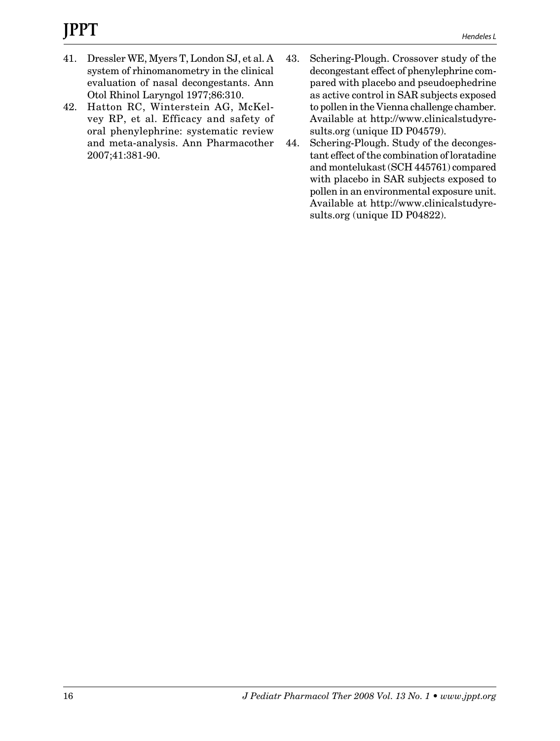41. Dressler WE, Myers T, London SJ, et al. A system of rhinomanometry in the clinical evaluation of nasal decongestants. Ann Otol Rhinol Laryngol 1977;86:310.
42. Hatton RC, Winterstein AG, McKelvey RP, et al. Efficacy and safety of oral phenylephrine: systematic review and meta-analysis. Ann Pharmacother 2007;41:381-90.
43. Schering-Plough. Crossover study of the decongestant effect of phenylephrine compared with placebo and pseudoephedrine as active control in SAR subjects exposed to pollen in the Vienna challenge chamber. Available at http://www.clinicalstudyresults.org (unique ID P04579).
44. Schering-Plough. Study of the decongestant effect of the combination of loratadine and montelukast (SCH 445761) compared with placebo in SAR subjects exposed to pollen in an environmental exposure unit. Available at http://www.clinicalstudyresults.org (unique ID P04822).